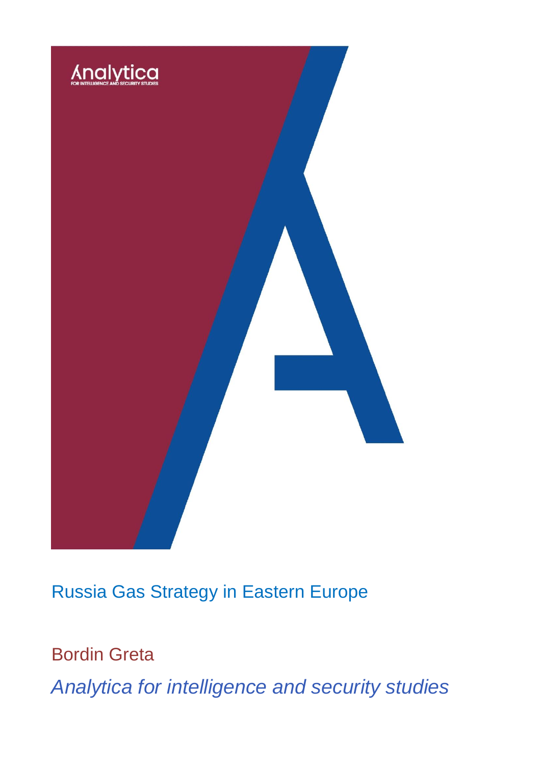Analytica

FOR INTELLIGENCE AND SECURITY STUDIES

# Russia Gas Strategy in Eastern Europe

Bordin Greta

*Analytica for intelligence and security studies*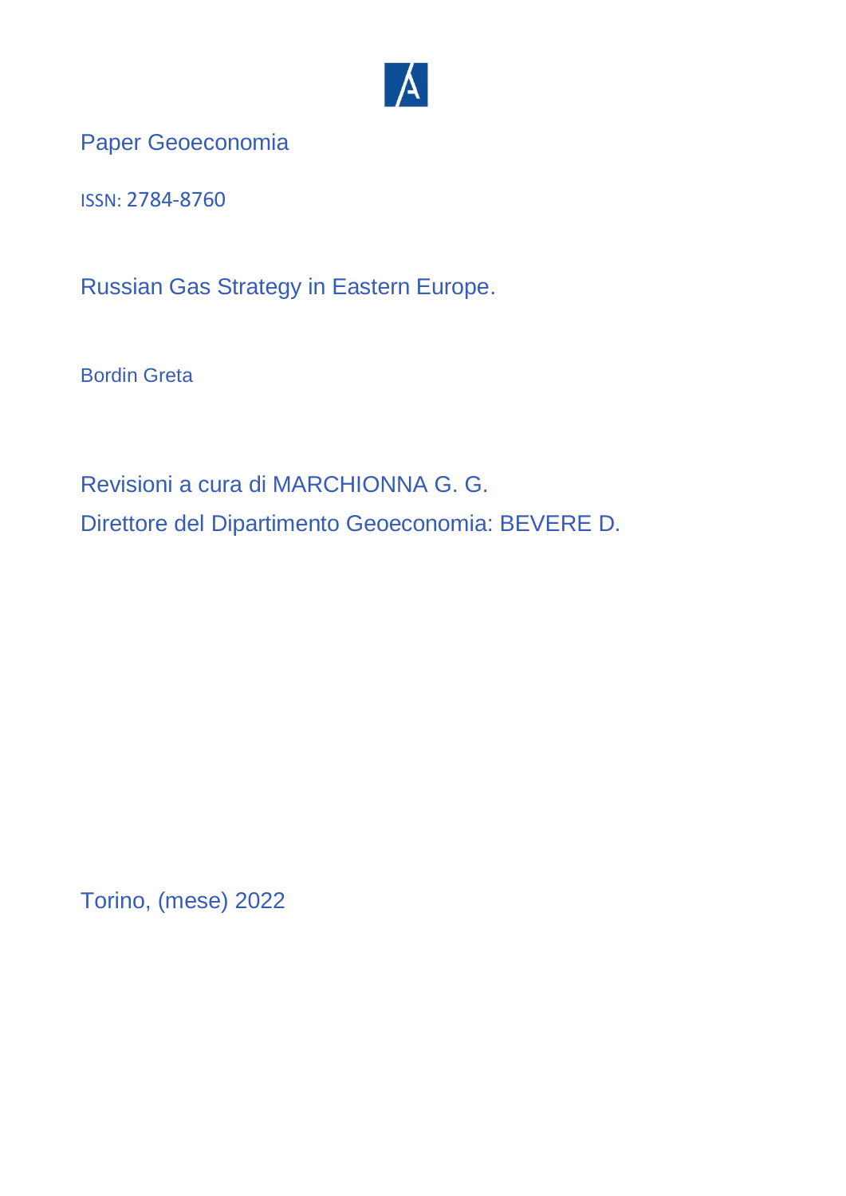Paper Geoeconomia

ISSN: 2784-8760

# Russian Gas Strategy in Eastern Europe.

Bordin Greta

Revisioni a cura di MARCHIONNA G. G.

Direttore del Dipartimento Geoeconomia: BEVERE D.

Torino, (mese) 2022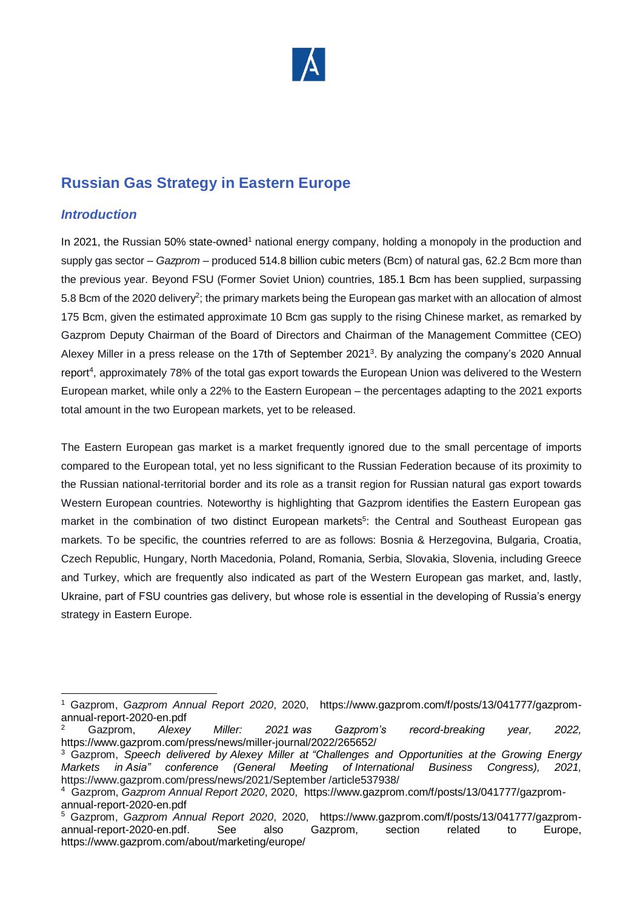## Russian Gas Strategy in Eastern Europe

### *Introduction*

In 2021, the Russian 50% state-owned[1] national energy company, holding a monopoly in the production and supply gas sector – *Gazprom* – produced 514.8 billion cubic meters (Bcm) of natural gas, 62.2 Bcm more than the previous year. Beyond FSU (Former Soviet Union) countries, 185.1 Bcm has been supplied, surpassing 5.8 Bcm of the 2020 delivery[2]; the primary markets being the European gas market with an allocation of almost 175 Bcm, given the estimated approximate 10 Bcm gas supply to the rising Chinese market, as remarked by Gazprom Deputy Chairman of the Board of Directors and Chairman of the Management Committee (CEO) Alexey Miller in a press release on the 17th of September 2021[3]. By analyzing the company's 2020 Annual report[4], approximately 78% of the total gas export towards the European Union was delivered to the Western European market, while only a 22% to the Eastern European – the percentages adapting to the 2021 exports total amount in the two European markets, yet to be released.

The Eastern European gas market is a market frequently ignored due to the small percentage of imports compared to the European total, yet no less significant to the Russian Federation because of its proximity to the Russian national-territorial border and its role as a transit region for Russian natural gas export towards Western European countries. Noteworthy is highlighting that Gazprom identifies the Eastern European gas market in the combination of two distinct European markets[5]: the Central and Southeast European gas markets. To be specific, the countries referred to are as follows: Bosnia & Herzegovina, Bulgaria, Croatia, Czech Republic, Hungary, North Macedonia, Poland, Romania, Serbia, Slovakia, Slovenia, including Greece and Turkey, which are frequently also indicated as part of the Western European gas market, and, lastly, Ukraine, part of FSU countries gas delivery, but whose role is essential in the developing of Russia's energy strategy in Eastern Europe.

---

[1] Gazprom, *Gazprom Annual Report 2020*, 2020, https://www.gazprom.com/f/posts/13/041777/gazprom-annual-report-2020-en.pdf

[2] Gazprom, *Alexey Miller: 2021 was Gazprom's record-breaking year, 2022,* https://www.gazprom.com/press/news/miller-journal/2022/265652/

[3] Gazprom, *Speech delivered by Alexey Miller at "Challenges and Opportunities at the Growing Energy Markets in Asia" conference (General Meeting of International Business Congress), 2021,* https://www.gazprom.com/press/news/2021/September /article537938/

[4] Gazprom, *Gazprom Annual Report 2020*, 2020, https://www.gazprom.com/f/posts/13/041777/gazprom-annual-report-2020-en.pdf

[5] Gazprom, *Gazprom Annual Report 2020*, 2020, https://www.gazprom.com/f/posts/13/041777/gazprom-annual-report-2020-en.pdf. See also Gazprom, section related to Europe, https://www.gazprom.com/about/marketing/europe/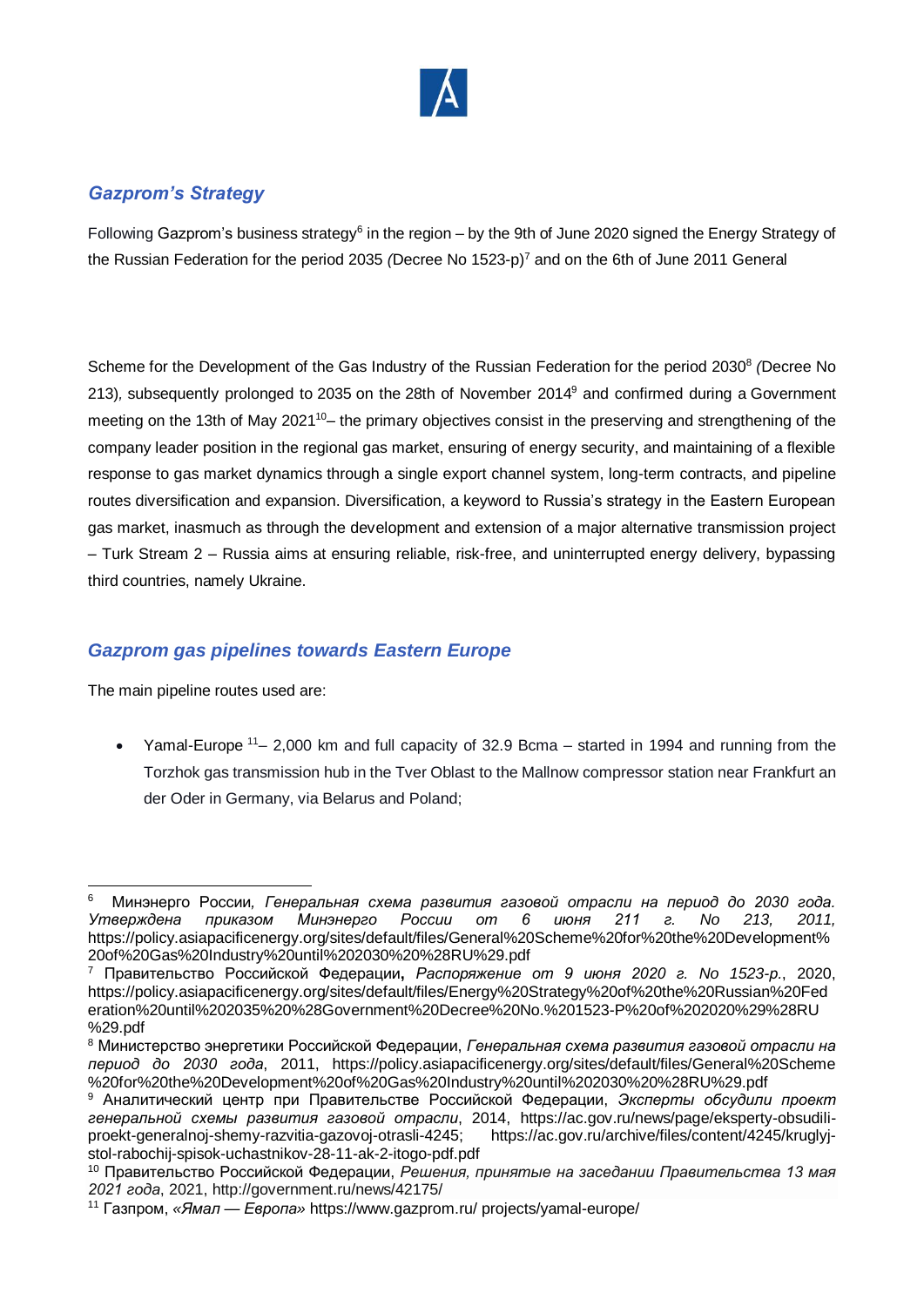## *Gazprom's Strategy*

Following Gazprom's business strategy[6] in the region – by the 9th of June 2020 signed the Energy Strategy of the Russian Federation for the period 2035 *(*Decree No 1523-p)[7] and on the 6th of June 2011 General

Scheme for the Development of the Gas Industry of the Russian Federation for the period 2030[8] *(*Decree No 213)*,* subsequently prolonged to 2035 on the 28th of November 2014[9] and confirmed during a Government meeting on the 13th of May 2021[10]– the primary objectives consist in the preserving and strengthening of the company leader position in the regional gas market, ensuring of energy security, and maintaining of a flexible response to gas market dynamics through a single export channel system, long-term contracts, and pipeline routes diversification and expansion. Diversification, a keyword to Russia's strategy in the Eastern European gas market, inasmuch as through the development and extension of a major alternative transmission project – Turk Stream 2 – Russia aims at ensuring reliable, risk-free, and uninterrupted energy delivery, bypassing third countries, namely Ukraine.

## *Gazprom gas pipelines towards Eastern Europe*

The main pipeline routes used are:

- Yamal-Europe [11]– 2,000 km and full capacity of 32.9 Bcma – started in 1994 and running from the Torzhok gas transmission hub in the Tver Oblast to the Mallnow compressor station near Frankfurt an der Oder in Germany, via Belarus and Poland;

---

[6] Минэнерго России*, Генеральная схема развития газовой отрасли на период до 2030 года. Утверждена приказом Минэнерго России от 6 июня 211 г. No 213, 2011,* https://policy.asiapacificenergy.org/sites/default/files/General%20Scheme%20for%20the%20Development%20of%20Gas%20Industry%20until%202030%20%28RU%29.pdf

[7] Правительство Российской Федерации**,** *Распоряжение от 9 июня 2020 г. No 1523-р.*, 2020, https://policy.asiapacificenergy.org/sites/default/files/Energy%20Strategy%20of%20the%20Russian%20Federation%20until%202035%20%28Government%20Decree%20No.%201523-P%20of%202020%29%28RU%29.pdf

[8] Министерство энергетики Российской Федерации, *Генеральная схема развития газовой отрасли на период до 2030 года*, 2011, https://policy.asiapacificenergy.org/sites/default/files/General%20Scheme%20for%20the%20Development%20of%20Gas%20Industry%20until%202030%20%28RU%29.pdf

[9] Аналитический центр при Правительстве Российской Федерации, *Эксперты обсудили проект генеральной схемы развития газовой отрасли*, 2014, https://ac.gov.ru/news/page/eksperty-obsudili-proekt-generalnoj-shemy-razvitia-gazovoj-otrasli-4245; https://ac.gov.ru/archive/files/content/4245/kruglyj-stol-rabochij-spisok-uchastnikov-28-11-ak-2-itogo-pdf.pdf

[10] Правительство Российской Федерации, *Решения, принятые на заседании Правительства 13 мая 2021 года*, 2021, http://government.ru/news/42175/

[11] Газпром, *«Ямал — Европа»* https://www.gazprom.ru/ projects/yamal-europe/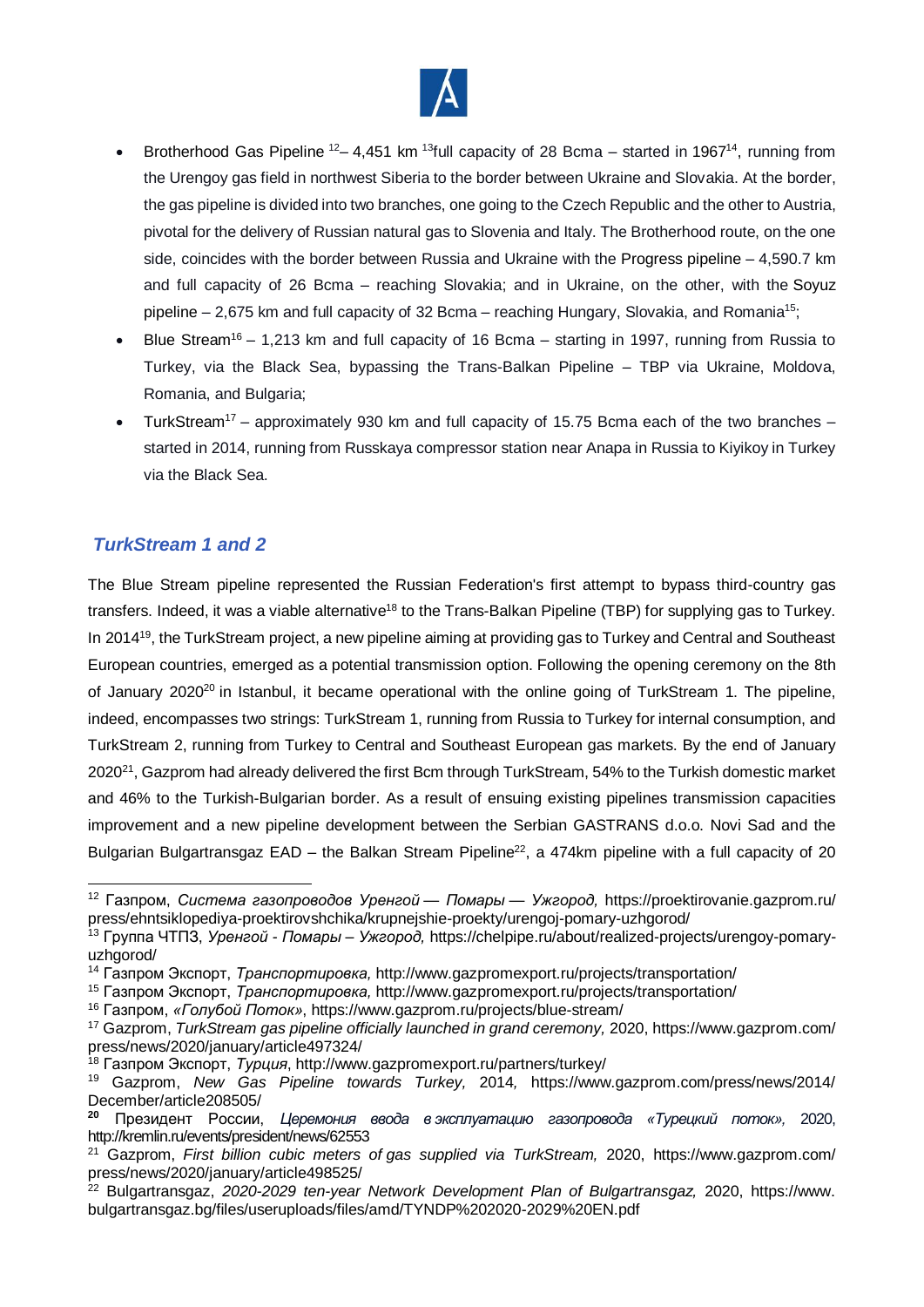- Brotherhood Gas Pipeline [12]– 4,451 km [13]full capacity of 28 Bcma – started in 1967[14], running from the Urengoy gas field in northwest Siberia to the border between Ukraine and Slovakia. At the border, the gas pipeline is divided into two branches, one going to the Czech Republic and the other to Austria, pivotal for the delivery of Russian natural gas to Slovenia and Italy. The Brotherhood route, on the one side, coincides with the border between Russia and Ukraine with the Progress pipeline – 4,590.7 km and full capacity of 26 Bcma – reaching Slovakia; and in Ukraine, on the other, with the Soyuz pipeline – 2,675 km and full capacity of 32 Bcma – reaching Hungary, Slovakia, and Romania[15];
- Blue Stream[16] – 1,213 km and full capacity of 16 Bcma – starting in 1997, running from Russia to Turkey, via the Black Sea, bypassing the Trans-Balkan Pipeline – TBP via Ukraine, Moldova, Romania, and Bulgaria;
- TurkStream[17] – approximately 930 km and full capacity of 15.75 Bcma each of the two branches – started in 2014, running from Russkaya compressor station near Anapa in Russia to Kiyikoy in Turkey via the Black Sea.

## *TurkStream 1 and 2*

The Blue Stream pipeline represented the Russian Federation's first attempt to bypass third-country gas transfers. Indeed, it was a viable alternative[18] to the Trans-Balkan Pipeline (TBP) for supplying gas to Turkey. In 2014[19], the TurkStream project, a new pipeline aiming at providing gas to Turkey and Central and Southeast European countries, emerged as a potential transmission option. Following the opening ceremony on the 8th of January 2020[20] in Istanbul, it became operational with the online going of TurkStream 1. The pipeline, indeed, encompasses two strings: TurkStream 1, running from Russia to Turkey for internal consumption, and TurkStream 2, running from Turkey to Central and Southeast European gas markets. By the end of January 2020[21], Gazprom had already delivered the first Bcm through TurkStream, 54% to the Turkish domestic market and 46% to the Turkish-Bulgarian border. As a result of ensuing existing pipelines transmission capacities improvement and a new pipeline development between the Serbian GASTRANS d.o.o. Novi Sad and the Bulgarian Bulgartransgaz EAD – the Balkan Stream Pipeline[22], a 474km pipeline with a full capacity of 20

---

[12] Газпром, *Система газопроводов Уренгой — Помары — Ужгород,* https://proektirovanie.gazprom.ru/press/ehntsiklopediya-proektirovshchika/krupnejshie-proekty/urengoj-pomary-uzhgorod/

[13] Группа ЧТПЗ, *Уренгой - Помары – Ужгород,* https://chelpipe.ru/about/realized-projects/urengoy-pomary-uzhgorod/

[14] Газпром Экспорт, *Транспортировка,* http://www.gazpromexport.ru/projects/transportation/

[15] Газпром Экспорт, *Транспортировка,* http://www.gazpromexport.ru/projects/transportation/

[16] Газпром, *«Голубой Поток»*, https://www.gazprom.ru/projects/blue-stream/

[17] Gazprom, *TurkStream gas pipeline officially launched in grand ceremony,* 2020, https://www.gazprom.com/press/news/2020/january/article497324/

[18] Газпром Экспорт, *Турция*, http://www.gazpromexport.ru/partners/turkey/

[19] Gazprom, *New Gas Pipeline towards Turkey,* 2014*,* https://www.gazprom.com/press/news/2014/December/article208505/

[20] Президент России, *Церемония ввода в эксплуатацию газопровода «Турецкий поток»,* 2020, http://kremlin.ru/events/president/news/62553

[21] Gazprom, *First billion cubic meters of gas supplied via TurkStream,* 2020, https://www.gazprom.com/press/news/2020/january/article498525/

[22] Bulgartransgaz, *2020-2029 ten-year Network Development Plan of Bulgartransgaz,* 2020, https://www.bulgartransgaz.bg/files/useruploads/files/amd/TYNDP%202020-2029%20EN.pdf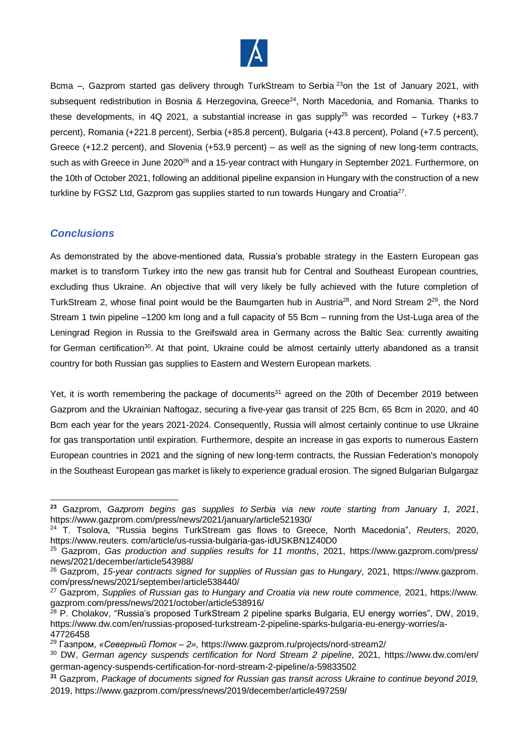Bcma –, Gazprom started gas delivery through TurkStream to Serbia [23] on the 1st of January 2021, with subsequent redistribution in Bosnia & Herzegovina, Greece[24], North Macedonia, and Romania. Thanks to these developments, in 4Q 2021, a substantial increase in gas supply[25] was recorded – Turkey (+83.7 percent), Romania (+221.8 percent), Serbia (+85.8 percent), Bulgaria (+43.8 percent), Poland (+7.5 percent), Greece (+12.2 percent), and Slovenia (+53.9 percent) – as well as the signing of new long-term contracts, such as with Greece in June 2020[26] and a 15-year contract with Hungary in September 2021. Furthermore, on the 10th of October 2021, following an additional pipeline expansion in Hungary with the construction of a new turkline by FGSZ Ltd, Gazprom gas supplies started to run towards Hungary and Croatia[27].

## *Conclusions*

As demonstrated by the above-mentioned data, Russia's probable strategy in the Eastern European gas market is to transform Turkey into the new gas transit hub for Central and Southeast European countries, excluding thus Ukraine. An objective that will very likely be fully achieved with the future completion of TurkStream 2, whose final point would be the Baumgarten hub in Austria[28], and Nord Stream 2[29], the Nord Stream 1 twin pipeline –1200 km long and a full capacity of 55 Bcm – running from the Ust-Luga area of the Leningrad Region in Russia to the Greifswald area in Germany across the Baltic Sea: currently awaiting for German certification[30]. At that point, Ukraine could be almost certainly utterly abandoned as a transit country for both Russian gas supplies to Eastern and Western European markets.

Yet, it is worth remembering the package of documents[31] agreed on the 20th of December 2019 between Gazprom and the Ukrainian Naftogaz, securing a five-year gas transit of 225 Bcm, 65 Bcm in 2020, and 40 Bcm each year for the years 2021-2024. Consequently, Russia will almost certainly continue to use Ukraine for gas transportation until expiration. Furthermore, despite an increase in gas exports to numerous Eastern European countries in 2021 and the signing of new long-term contracts, the Russian Federation's monopoly in the Southeast European gas market is likely to experience gradual erosion. The signed Bulgarian Bulgargaz

---

[23] Gazprom, *Gazprom begins gas supplies to Serbia via new route starting from January 1, 2021*, https://www.gazprom.com/press/news/2021/january/article521930/

[24] T. Tsolova, "Russia begins TurkStream gas flows to Greece, North Macedonia", *Reuters*, 2020, https://www.reuters. com/article/us-russia-bulgaria-gas-idUSKBN1Z40D0

[25] Gazprom, *Gas production and supplies results for 11 months*, 2021, https://www.gazprom.com/press/ news/2021/december/article543988/

[26] Gazprom, *15-year contracts signed for supplies of Russian gas to Hungary*, 2021, https://www.gazprom. com/press/news/2021/september/article538440/

[27] Gazprom, *Supplies of Russian gas to Hungary and Croatia via new route commence,* 2021, https://www. gazprom.com/press/news/2021/october/article538916/

[28] P. Cholakov, "Russia's proposed TurkStream 2 pipeline sparks Bulgaria, EU energy worries", DW, 2019, https://www.dw.com/en/russias-proposed-turkstream-2-pipeline-sparks-bulgaria-eu-energy-worries/a-47726458

[29] Газпром, *«Северный Поток – 2»,* https://www.gazprom.ru/projects/nord-stream2/

[30] DW, *German agency suspends certification for Nord Stream 2 pipeline*, 2021, https://www.dw.com/en/ german-agency-suspends-certification-for-nord-stream-2-pipeline/a-59833502

[31] Gazprom, *Package of documents signed for Russian gas transit across Ukraine to continue beyond 2019,* 2019, https://www.gazprom.com/press/news/2019/december/article497259/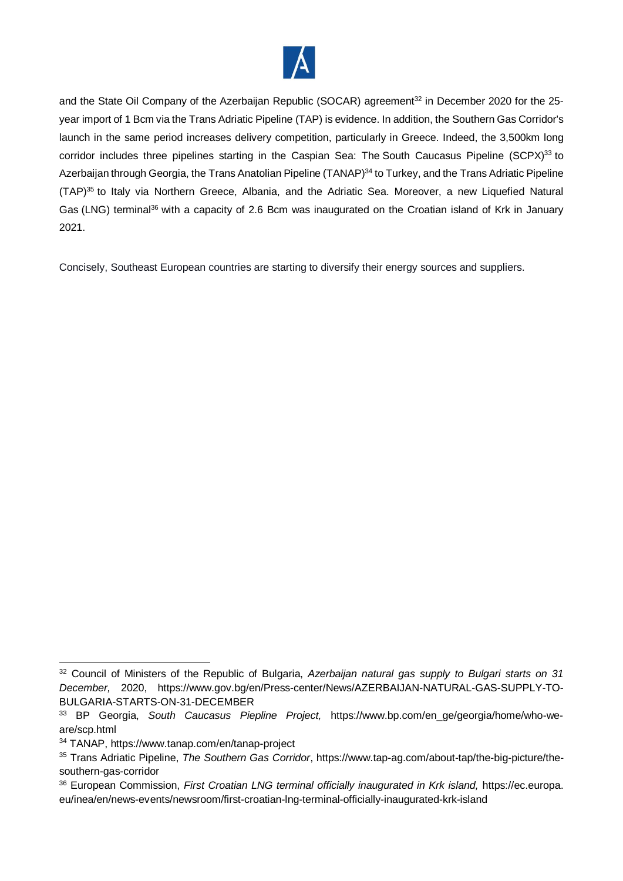and the State Oil Company of the Azerbaijan Republic (SOCAR) agreement[32] in December 2020 for the 25-year import of 1 Bcm via the Trans Adriatic Pipeline (TAP) is evidence. In addition, the Southern Gas Corridor's launch in the same period increases delivery competition, particularly in Greece. Indeed, the 3,500km long corridor includes three pipelines starting in the Caspian Sea: The South Caucasus Pipeline (SCPX)[33] to Azerbaijan through Georgia, the Trans Anatolian Pipeline (TANAP)[34] to Turkey, and the Trans Adriatic Pipeline (TAP)[35] to Italy via Northern Greece, Albania, and the Adriatic Sea. Moreover, a new Liquefied Natural Gas (LNG) terminal[36] with a capacity of 2.6 Bcm was inaugurated on the Croatian island of Krk in January 2021.

Concisely, Southeast European countries are starting to diversify their energy sources and suppliers.

---

[32] Council of Ministers of the Republic of Bulgaria, *Azerbaijan natural gas supply to Bulgari starts on 31 December,* 2020, https://www.gov.bg/en/Press-center/News/AZERBAIJAN-NATURAL-GAS-SUPPLY-TO-BULGARIA-STARTS-ON-31-DECEMBER

[33] BP Georgia, *South Caucasus Piepline Project,* https://www.bp.com/en_ge/georgia/home/who-we-are/scp.html

[34] TANAP, https://www.tanap.com/en/tanap-project

[35] Trans Adriatic Pipeline, *The Southern Gas Corridor*, https://www.tap-ag.com/about-tap/the-big-picture/the-southern-gas-corridor

[36] European Commission, *First Croatian LNG terminal officially inaugurated in Krk island,* https://ec.europa.eu/inea/en/news-events/newsroom/first-croatian-lng-terminal-officially-inaugurated-krk-island